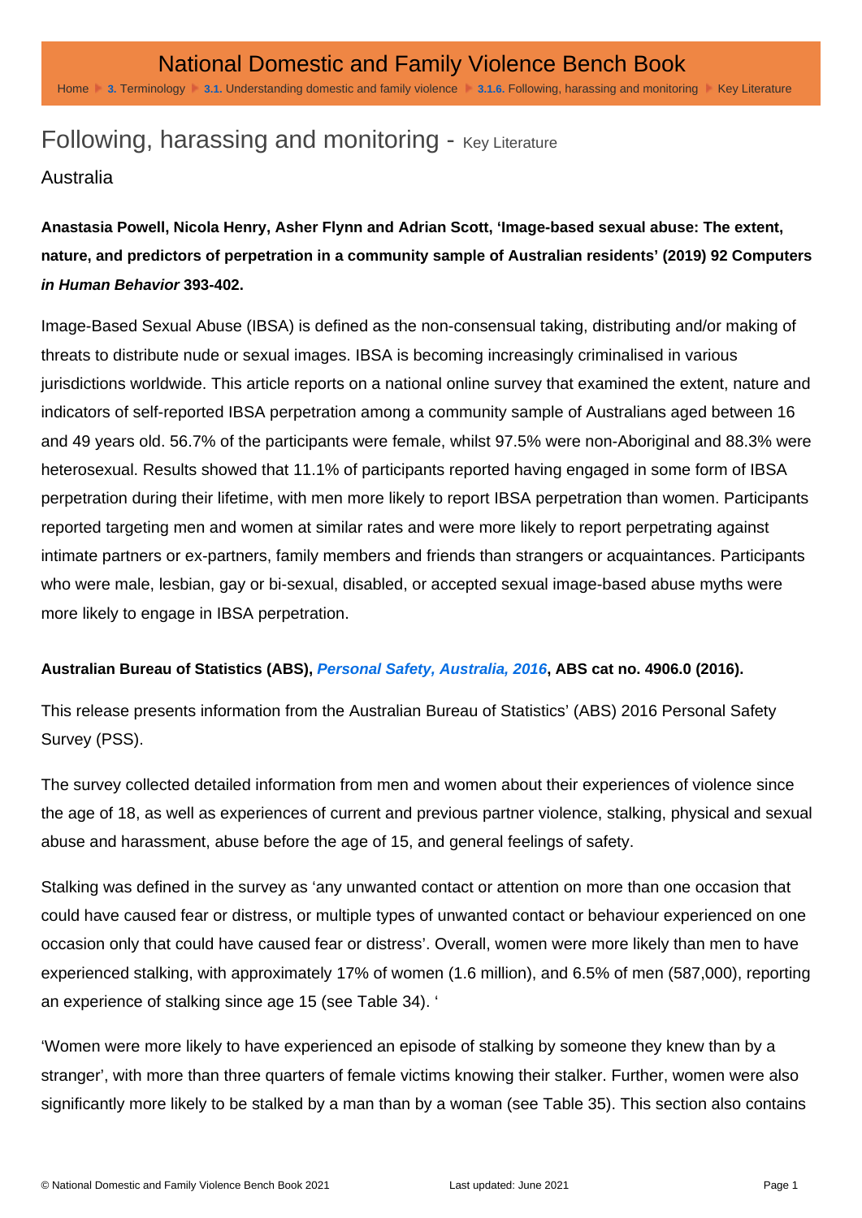# Following, harassing and monitoring - Key Literature

## Australia

**Anastasia Powell, Nicola Henry, Asher Flynn and Adrian Scott, 'Image-based sexual abuse: The extent, nature, and predictors of perpetration in a community sample of Australian residents' (2019) 92 Computers *in Human Behavior* 393-402.**

Image-Based Sexual Abuse (IBSA) is defined as the non-consensual taking, distributing and/or making of threats to distribute nude or sexual images. IBSA is becoming increasingly criminalised in various jurisdictions worldwide. This article reports on a national online survey that examined the extent, nature and indicators of self-reported IBSA perpetration among a community sample of Australians aged between 16 and 49 years old. 56.7% of the participants were female, whilst 97.5% were non-Aboriginal and 88.3% were heterosexual. Results showed that 11.1% of participants reported having engaged in some form of IBSA perpetration during their lifetime, with men more likely to report IBSA perpetration than women. Participants reported targeting men and women at similar rates and were more likely to report perpetrating against intimate partners or ex-partners, family members and friends than strangers or acquaintances. Participants who were male, lesbian, gay or bi-sexual, disabled, or accepted sexual image-based abuse myths were more likely to engage in IBSA perpetration.

**Australian Bureau of Statistics (ABS), *Personal Safety, Australia, 2016*, ABS cat no. 4906.0 (2016).**

This release presents information from the Australian Bureau of Statistics' (ABS) 2016 Personal Safety Survey (PSS).

The survey collected detailed information from men and women about their experiences of violence since the age of 18, as well as experiences of current and previous partner violence, stalking, physical and sexual abuse and harassment, abuse before the age of 15, and general feelings of safety.

Stalking was defined in the survey as 'any unwanted contact or attention on more than one occasion that could have caused fear or distress, or multiple types of unwanted contact or behaviour experienced on one occasion only that could have caused fear or distress'. Overall, women were more likely than men to have experienced stalking, with approximately 17% of women (1.6 million), and 6.5% of men (587,000), reporting an experience of stalking since age 15 (see Table 34). '

'Women were more likely to have experienced an episode of stalking by someone they knew than by a stranger', with more than three quarters of female victims knowing their stalker. Further, women were also significantly more likely to be stalked by a man than by a woman (see Table 35). This section also contains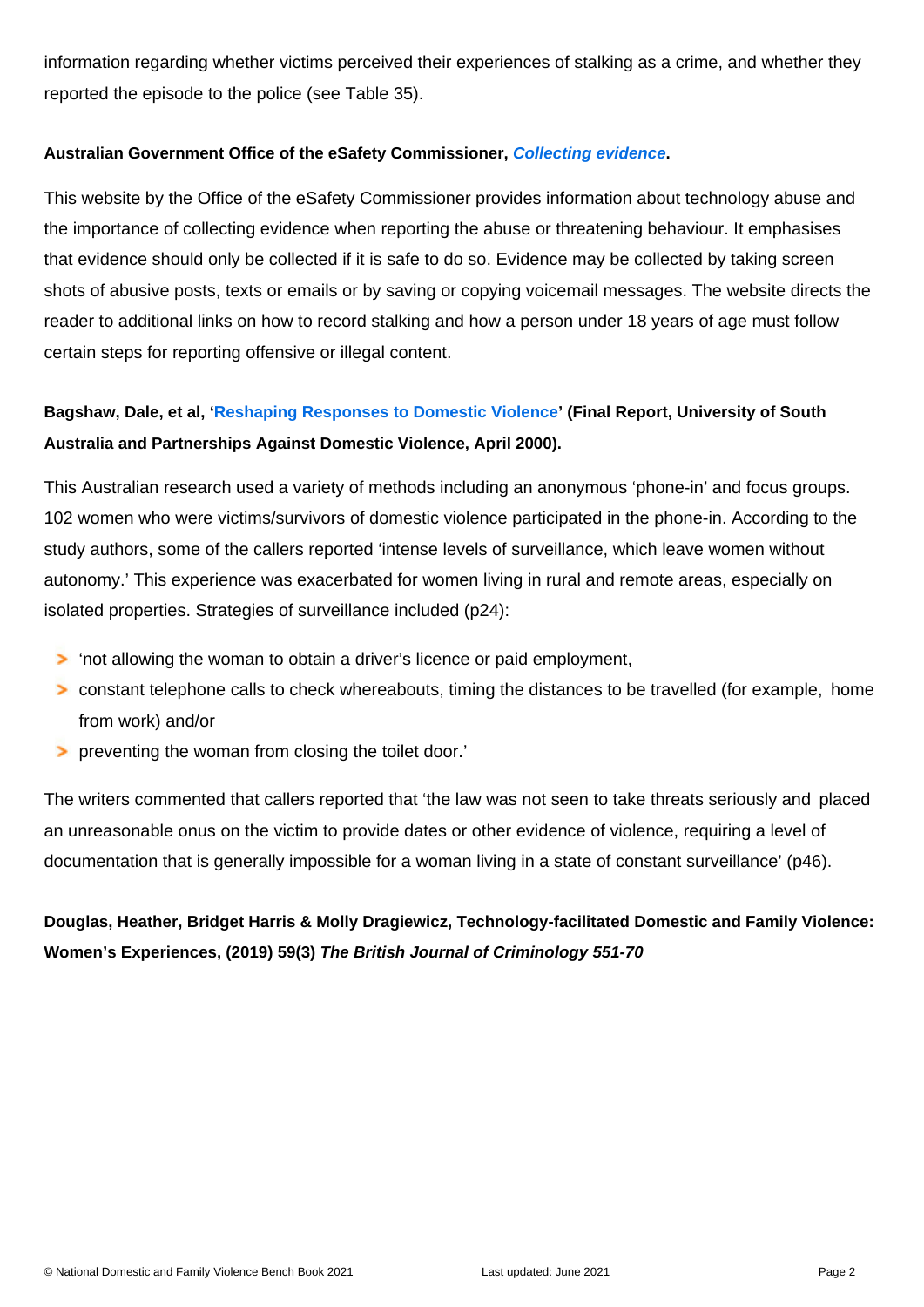information regarding whether victims perceived their experiences of stalking as a crime, and whether they reported the episode to the police (see Table 35).

**Australian Government Office of the eSafety Commissioner, *Collecting evidence*.**

This website by the Office of the eSafety Commissioner provides information about technology abuse and the importance of collecting evidence when reporting the abuse or threatening behaviour. It emphasises that evidence should only be collected if it is safe to do so. Evidence may be collected by taking screen shots of abusive posts, texts or emails or by saving or copying voicemail messages. The website directs the reader to additional links on how to record stalking and how a person under 18 years of age must follow certain steps for reporting offensive or illegal content.

**Bagshaw, Dale, et al, 'Reshaping Responses to Domestic Violence' (Final Report, University of South Australia and Partnerships Against Domestic Violence, April 2000).**

This Australian research used a variety of methods including an anonymous 'phone-in' and focus groups. 102 women who were victims/survivors of domestic violence participated in the phone-in. According to the study authors, some of the callers reported 'intense levels of surveillance, which leave women without autonomy.' This experience was exacerbated for women living in rural and remote areas, especially on isolated properties. Strategies of surveillance included (p24):

- 'not allowing the woman to obtain a driver's licence or paid employment,
- constant telephone calls to check whereabouts, timing the distances to be travelled (for example, home from work) and/or
- preventing the woman from closing the toilet door.'

The writers commented that callers reported that 'the law was not seen to take threats seriously and placed an unreasonable onus on the victim to provide dates or other evidence of violence, requiring a level of documentation that is generally impossible for a woman living in a state of constant surveillance' (p46).

**Douglas, Heather, Bridget Harris & Molly Dragiewicz, Technology-facilitated Domestic and Family Violence: Women's Experiences, (2019) 59(3) *The British Journal of Criminology 551-70***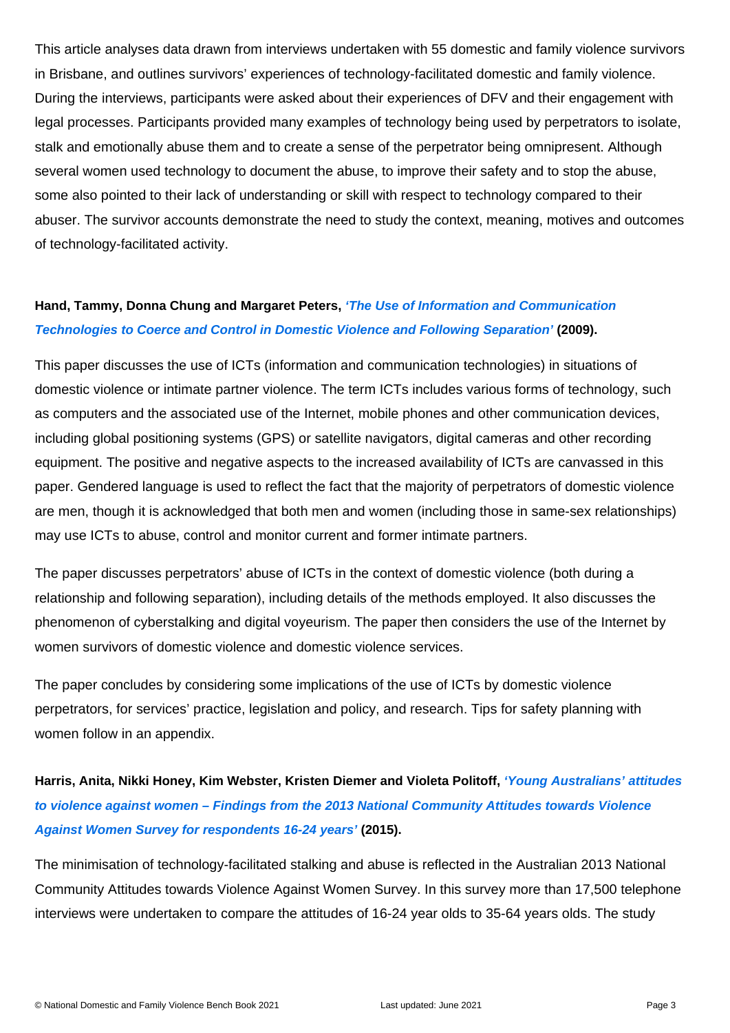This article analyses data drawn from interviews undertaken with 55 domestic and family violence survivors in Brisbane, and outlines survivors' experiences of technology-facilitated domestic and family violence. During the interviews, participants were asked about their experiences of DFV and their engagement with legal processes. Participants provided many examples of technology being used by perpetrators to isolate, stalk and emotionally abuse them and to create a sense of the perpetrator being omnipresent. Although several women used technology to document the abuse, to improve their safety and to stop the abuse, some also pointed to their lack of understanding or skill with respect to technology compared to their abuser. The survivor accounts demonstrate the need to study the context, meaning, motives and outcomes of technology-facilitated activity.

**Hand, Tammy, Donna Chung and Margaret Peters, *'The Use of Information and Communication Technologies to Coerce and Control in Domestic Violence and Following Separation'* (2009).**

This paper discusses the use of ICTs (information and communication technologies) in situations of domestic violence or intimate partner violence. The term ICTs includes various forms of technology, such as computers and the associated use of the Internet, mobile phones and other communication devices, including global positioning systems (GPS) or satellite navigators, digital cameras and other recording equipment. The positive and negative aspects to the increased availability of ICTs are canvassed in this paper. Gendered language is used to reflect the fact that the majority of perpetrators of domestic violence are men, though it is acknowledged that both men and women (including those in same-sex relationships) may use ICTs to abuse, control and monitor current and former intimate partners.

The paper discusses perpetrators' abuse of ICTs in the context of domestic violence (both during a relationship and following separation), including details of the methods employed. It also discusses the phenomenon of cyberstalking and digital voyeurism. The paper then considers the use of the Internet by women survivors of domestic violence and domestic violence services.

The paper concludes by considering some implications of the use of ICTs by domestic violence perpetrators, for services' practice, legislation and policy, and research. Tips for safety planning with women follow in an appendix.

**Harris, Anita, Nikki Honey, Kim Webster, Kristen Diemer and Violeta Politoff, *'Young Australians' attitudes to violence against women – Findings from the 2013 National Community Attitudes towards Violence Against Women Survey for respondents 16-24 years'* (2015).**

The minimisation of technology-facilitated stalking and abuse is reflected in the Australian 2013 National Community Attitudes towards Violence Against Women Survey. In this survey more than 17,500 telephone interviews were undertaken to compare the attitudes of 16-24 year olds to 35-64 years olds. The study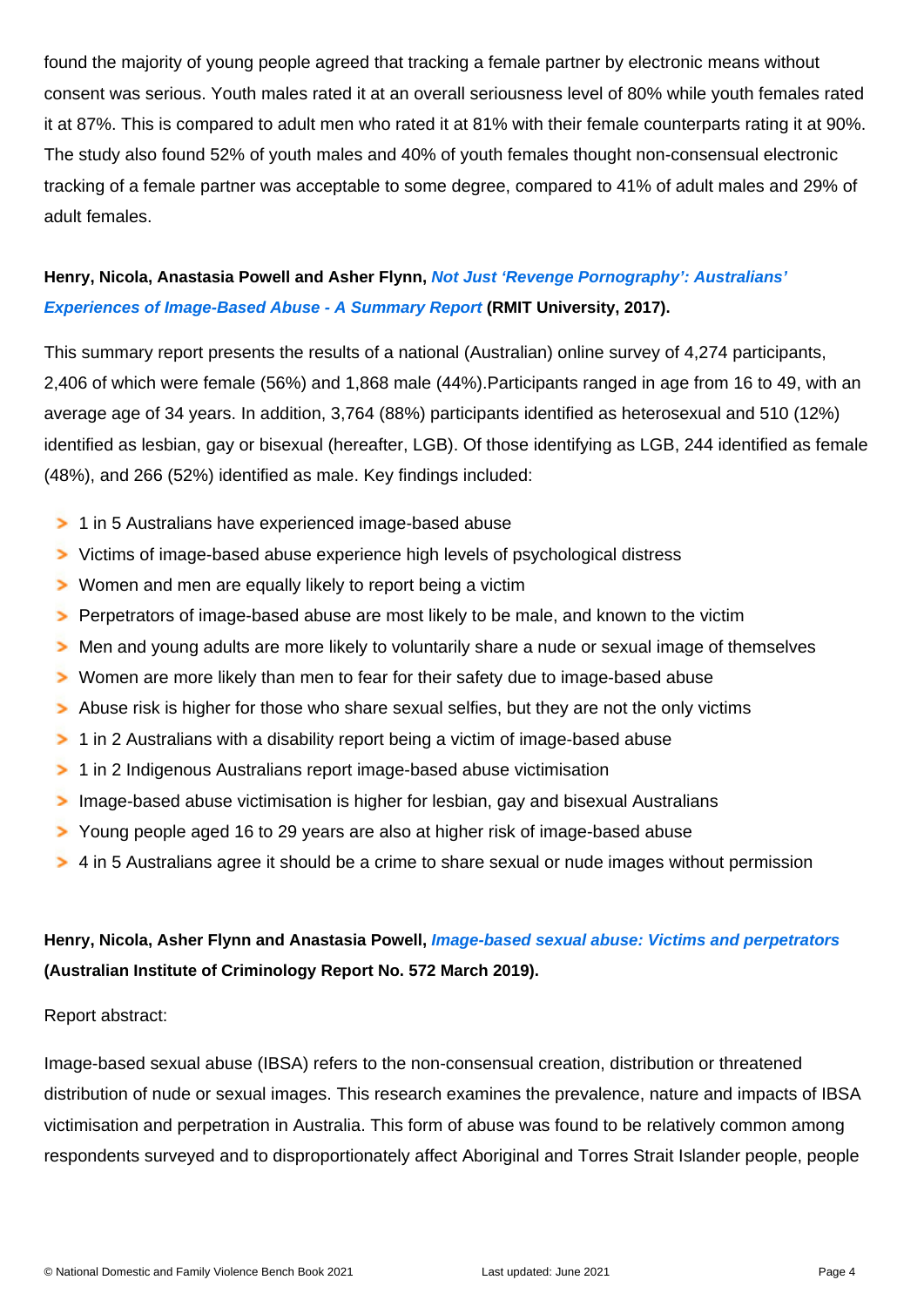found the majority of young people agreed that tracking a female partner by electronic means without consent was serious. Youth males rated it at an overall seriousness level of 80% while youth females rated it at 87%. This is compared to adult men who rated it at 81% with their female counterparts rating it at 90%. The study also found 52% of youth males and 40% of youth females thought non-consensual electronic tracking of a female partner was acceptable to some degree, compared to 41% of adult males and 29% of adult females.

**Henry, Nicola, Anastasia Powell and Asher Flynn, *Not Just 'Revenge Pornography': Australians' Experiences of Image-Based Abuse - A Summary Report* (RMIT University, 2017).**

This summary report presents the results of a national (Australian) online survey of 4,274 participants, 2,406 of which were female (56%) and 1,868 male (44%).Participants ranged in age from 16 to 49, with an average age of 34 years. In addition, 3,764 (88%) participants identified as heterosexual and 510 (12%) identified as lesbian, gay or bisexual (hereafter, LGB). Of those identifying as LGB, 244 identified as female (48%), and 266 (52%) identified as male. Key findings included:

- 1 in 5 Australians have experienced image-based abuse
- Victims of image-based abuse experience high levels of psychological distress
- Women and men are equally likely to report being a victim
- Perpetrators of image-based abuse are most likely to be male, and known to the victim
- Men and young adults are more likely to voluntarily share a nude or sexual image of themselves
- Women are more likely than men to fear for their safety due to image-based abuse
- Abuse risk is higher for those who share sexual selfies, but they are not the only victims
- 1 in 2 Australians with a disability report being a victim of image-based abuse
- 1 in 2 Indigenous Australians report image-based abuse victimisation
- Image-based abuse victimisation is higher for lesbian, gay and bisexual Australians
- Young people aged 16 to 29 years are also at higher risk of image-based abuse
- 4 in 5 Australians agree it should be a crime to share sexual or nude images without permission

**Henry, Nicola, Asher Flynn and Anastasia Powell, *Image-based sexual abuse: Victims and perpetrators* (Australian Institute of Criminology Report No. 572 March 2019).**

Report abstract:

Image-based sexual abuse (IBSA) refers to the non-consensual creation, distribution or threatened distribution of nude or sexual images. This research examines the prevalence, nature and impacts of IBSA victimisation and perpetration in Australia. This form of abuse was found to be relatively common among respondents surveyed and to disproportionately affect Aboriginal and Torres Strait Islander people, people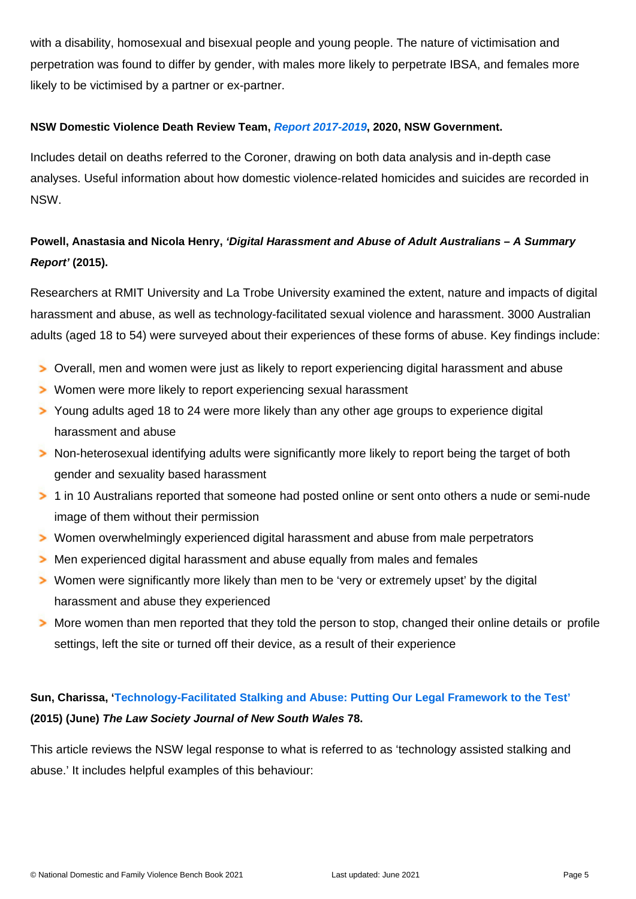with a disability, homosexual and bisexual people and young people. The nature of victimisation and perpetration was found to differ by gender, with males more likely to perpetrate IBSA, and females more likely to be victimised by a partner or ex-partner.

**NSW Domestic Violence Death Review Team, *Report 2017-2019*, 2020, NSW Government.**

Includes detail on deaths referred to the Coroner, drawing on both data analysis and in-depth case analyses. Useful information about how domestic violence-related homicides and suicides are recorded in NSW.

**Powell, Anastasia and Nicola Henry, *'Digital Harassment and Abuse of Adult Australians – A Summary Report'* (2015).**

Researchers at RMIT University and La Trobe University examined the extent, nature and impacts of digital harassment and abuse, as well as technology-facilitated sexual violence and harassment. 3000 Australian adults (aged 18 to 54) were surveyed about their experiences of these forms of abuse. Key findings include:

- Overall, men and women were just as likely to report experiencing digital harassment and abuse
- Women were more likely to report experiencing sexual harassment
- Young adults aged 18 to 24 were more likely than any other age groups to experience digital harassment and abuse
- Non-heterosexual identifying adults were significantly more likely to report being the target of both gender and sexuality based harassment
- 1 in 10 Australians reported that someone had posted online or sent onto others a nude or semi-nude image of them without their permission
- Women overwhelmingly experienced digital harassment and abuse from male perpetrators
- Men experienced digital harassment and abuse equally from males and females
- Women were significantly more likely than men to be 'very or extremely upset' by the digital harassment and abuse they experienced
- More women than men reported that they told the person to stop, changed their online details or profile settings, left the site or turned off their device, as a result of their experience

**Sun, Charissa, 'Technology-Facilitated Stalking and Abuse: Putting Our Legal Framework to the Test' (2015) (June) *The Law Society Journal of New South Wales* 78.**

This article reviews the NSW legal response to what is referred to as 'technology assisted stalking and abuse.' It includes helpful examples of this behaviour: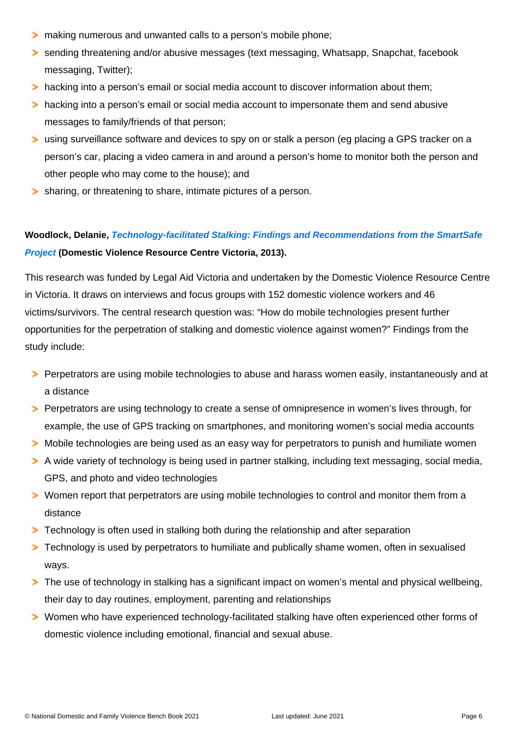- making numerous and unwanted calls to a person's mobile phone;
- sending threatening and/or abusive messages (text messaging, Whatsapp, Snapchat, facebook messaging, Twitter);
- hacking into a person's email or social media account to discover information about them;
- hacking into a person's email or social media account to impersonate them and send abusive messages to family/friends of that person;
- using surveillance software and devices to spy on or stalk a person (eg placing a GPS tracker on a person's car, placing a video camera in and around a person's home to monitor both the person and other people who may come to the house); and
- sharing, or threatening to share, intimate pictures of a person.

**Woodlock, Delanie, *Technology-facilitated Stalking: Findings and Recommendations from the SmartSafe Project* (Domestic Violence Resource Centre Victoria, 2013).**

This research was funded by Legal Aid Victoria and undertaken by the Domestic Violence Resource Centre in Victoria. It draws on interviews and focus groups with 152 domestic violence workers and 46 victims/survivors. The central research question was: "How do mobile technologies present further opportunities for the perpetration of stalking and domestic violence against women?" Findings from the study include:

- Perpetrators are using mobile technologies to abuse and harass women easily, instantaneously and at a distance
- Perpetrators are using technology to create a sense of omnipresence in women's lives through, for example, the use of GPS tracking on smartphones, and monitoring women's social media accounts
- Mobile technologies are being used as an easy way for perpetrators to punish and humiliate women
- A wide variety of technology is being used in partner stalking, including text messaging, social media, GPS, and photo and video technologies
- Women report that perpetrators are using mobile technologies to control and monitor them from a distance
- Technology is often used in stalking both during the relationship and after separation
- Technology is used by perpetrators to humiliate and publically shame women, often in sexualised ways.
- The use of technology in stalking has a significant impact on women's mental and physical wellbeing, their day to day routines, employment, parenting and relationships
- Women who have experienced technology-facilitated stalking have often experienced other forms of domestic violence including emotional, financial and sexual abuse.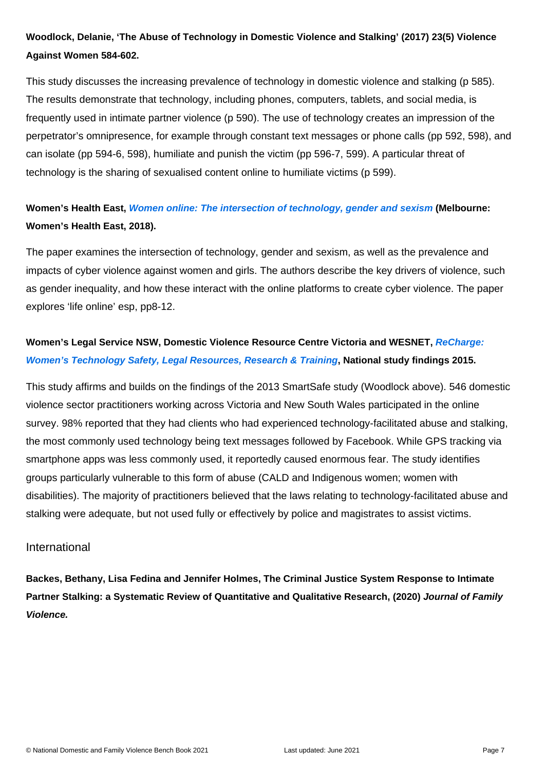**Woodlock, Delanie, 'The Abuse of Technology in Domestic Violence and Stalking' (2017) 23(5) Violence Against Women 584-602.**

This study discusses the increasing prevalence of technology in domestic violence and stalking (p 585). The results demonstrate that technology, including phones, computers, tablets, and social media, is frequently used in intimate partner violence (p 590). The use of technology creates an impression of the perpetrator's omnipresence, for example through constant text messages or phone calls (pp 592, 598), and can isolate (pp 594-6, 598), humiliate and punish the victim (pp 596-7, 599). A particular threat of technology is the sharing of sexualised content online to humiliate victims (p 599).

**Women's Health East, *Women online: The intersection of technology, gender and sexism* (Melbourne: Women's Health East, 2018).**

The paper examines the intersection of technology, gender and sexism, as well as the prevalence and impacts of cyber violence against women and girls. The authors describe the key drivers of violence, such as gender inequality, and how these interact with the online platforms to create cyber violence. The paper explores 'life online' esp, pp8-12.

**Women's Legal Service NSW, Domestic Violence Resource Centre Victoria and WESNET, *ReCharge: Women's Technology Safety, Legal Resources, Research & Training*, National study findings 2015.**

This study affirms and builds on the findings of the 2013 SmartSafe study (Woodlock above). 546 domestic violence sector practitioners working across Victoria and New South Wales participated in the online survey. 98% reported that they had clients who had experienced technology-facilitated abuse and stalking, the most commonly used technology being text messages followed by Facebook. While GPS tracking via smartphone apps was less commonly used, it reportedly caused enormous fear. The study identifies groups particularly vulnerable to this form of abuse (CALD and Indigenous women; women with disabilities). The majority of practitioners believed that the laws relating to technology-facilitated abuse and stalking were adequate, but not used fully or effectively by police and magistrates to assist victims.

## International

**Backes, Bethany, Lisa Fedina and Jennifer Holmes, The Criminal Justice System Response to Intimate Partner Stalking: a Systematic Review of Quantitative and Qualitative Research, (2020) *Journal of Family Violence.***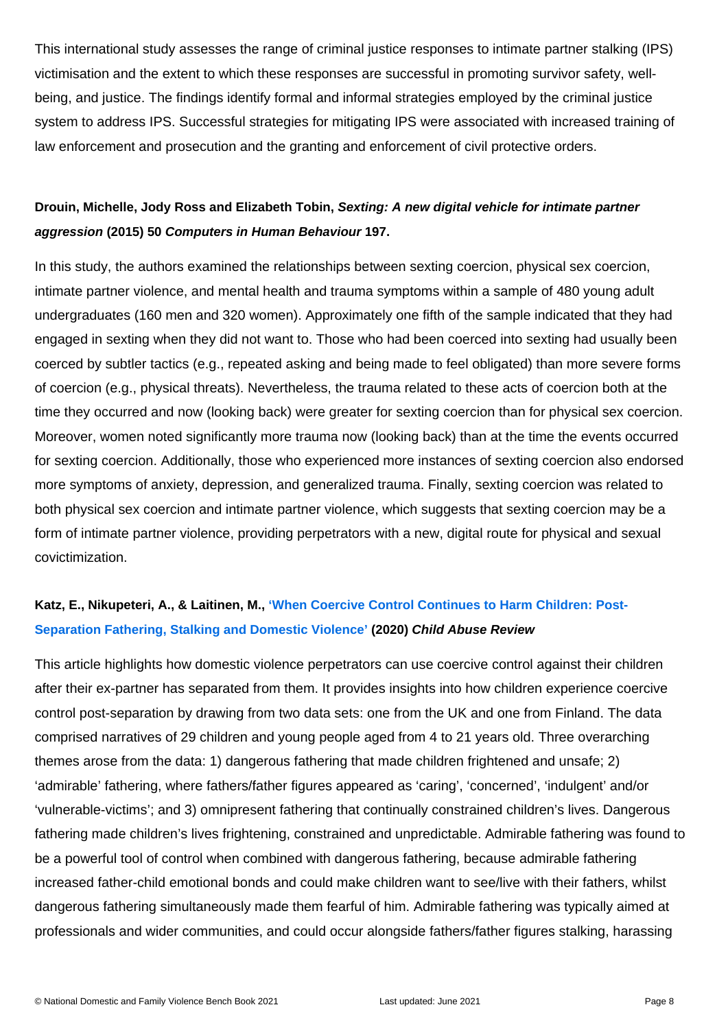This international study assesses the range of criminal justice responses to intimate partner stalking (IPS) victimisation and the extent to which these responses are successful in promoting survivor safety, well-being, and justice. The findings identify formal and informal strategies employed by the criminal justice system to address IPS. Successful strategies for mitigating IPS were associated with increased training of law enforcement and prosecution and the granting and enforcement of civil protective orders.

**Drouin, Michelle, Jody Ross and Elizabeth Tobin, *Sexting: A new digital vehicle for intimate partner aggression* (2015) 50 *Computers in Human Behaviour* 197.**

In this study, the authors examined the relationships between sexting coercion, physical sex coercion, intimate partner violence, and mental health and trauma symptoms within a sample of 480 young adult undergraduates (160 men and 320 women). Approximately one fifth of the sample indicated that they had engaged in sexting when they did not want to. Those who had been coerced into sexting had usually been coerced by subtler tactics (e.g., repeated asking and being made to feel obligated) than more severe forms of coercion (e.g., physical threats). Nevertheless, the trauma related to these acts of coercion both at the time they occurred and now (looking back) were greater for sexting coercion than for physical sex coercion. Moreover, women noted significantly more trauma now (looking back) than at the time the events occurred for sexting coercion. Additionally, those who experienced more instances of sexting coercion also endorsed more symptoms of anxiety, depression, and generalized trauma. Finally, sexting coercion was related to both physical sex coercion and intimate partner violence, which suggests that sexting coercion may be a form of intimate partner violence, providing perpetrators with a new, digital route for physical and sexual covictimization.

**Katz, E., Nikupeteri, A., & Laitinen, M., 'When Coercive Control Continues to Harm Children: Post-Separation Fathering, Stalking and Domestic Violence' (2020) *Child Abuse Review***

This article highlights how domestic violence perpetrators can use coercive control against their children after their ex-partner has separated from them. It provides insights into how children experience coercive control post-separation by drawing from two data sets: one from the UK and one from Finland. The data comprised narratives of 29 children and young people aged from 4 to 21 years old. Three overarching themes arose from the data: 1) dangerous fathering that made children frightened and unsafe; 2) 'admirable' fathering, where fathers/father figures appeared as 'caring', 'concerned', 'indulgent' and/or 'vulnerable-victims'; and 3) omnipresent fathering that continually constrained children's lives. Dangerous fathering made children's lives frightening, constrained and unpredictable. Admirable fathering was found to be a powerful tool of control when combined with dangerous fathering, because admirable fathering increased father-child emotional bonds and could make children want to see/live with their fathers, whilst dangerous fathering simultaneously made them fearful of him. Admirable fathering was typically aimed at professionals and wider communities, and could occur alongside fathers/father figures stalking, harassing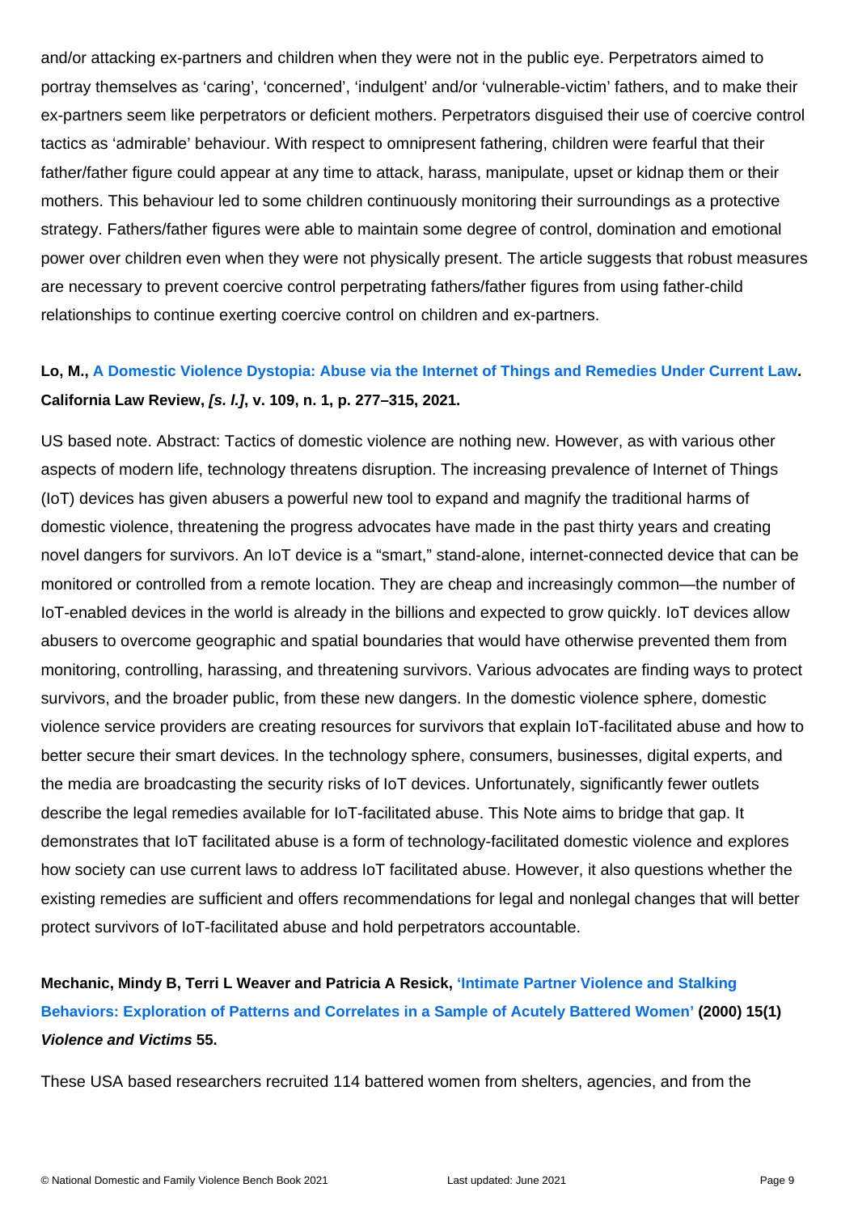and/or attacking ex-partners and children when they were not in the public eye. Perpetrators aimed to portray themselves as 'caring', 'concerned', 'indulgent' and/or 'vulnerable-victim' fathers, and to make their ex-partners seem like perpetrators or deficient mothers. Perpetrators disguised their use of coercive control tactics as 'admirable' behaviour. With respect to omnipresent fathering, children were fearful that their father/father figure could appear at any time to attack, harass, manipulate, upset or kidnap them or their mothers. This behaviour led to some children continuously monitoring their surroundings as a protective strategy. Fathers/father figures were able to maintain some degree of control, domination and emotional power over children even when they were not physically present. The article suggests that robust measures are necessary to prevent coercive control perpetrating fathers/father figures from using father-child relationships to continue exerting coercive control on children and ex-partners.

**Lo, M., A Domestic Violence Dystopia: Abuse via the Internet of Things and Remedies Under Current Law. California Law Review, *[s. l.]*, v. 109, n. 1, p. 277–315, 2021.**

US based note. Abstract: Tactics of domestic violence are nothing new. However, as with various other aspects of modern life, technology threatens disruption. The increasing prevalence of Internet of Things (IoT) devices has given abusers a powerful new tool to expand and magnify the traditional harms of domestic violence, threatening the progress advocates have made in the past thirty years and creating novel dangers for survivors. An IoT device is a "smart," stand-alone, internet-connected device that can be monitored or controlled from a remote location. They are cheap and increasingly common—the number of IoT-enabled devices in the world is already in the billions and expected to grow quickly. IoT devices allow abusers to overcome geographic and spatial boundaries that would have otherwise prevented them from monitoring, controlling, harassing, and threatening survivors. Various advocates are finding ways to protect survivors, and the broader public, from these new dangers. In the domestic violence sphere, domestic violence service providers are creating resources for survivors that explain IoT-facilitated abuse and how to better secure their smart devices. In the technology sphere, consumers, businesses, digital experts, and the media are broadcasting the security risks of IoT devices. Unfortunately, significantly fewer outlets describe the legal remedies available for IoT-facilitated abuse. This Note aims to bridge that gap. It demonstrates that IoT facilitated abuse is a form of technology-facilitated domestic violence and explores how society can use current laws to address IoT facilitated abuse. However, it also questions whether the existing remedies are sufficient and offers recommendations for legal and nonlegal changes that will better protect survivors of IoT-facilitated abuse and hold perpetrators accountable.

**Mechanic, Mindy B, Terri L Weaver and Patricia A Resick, 'Intimate Partner Violence and Stalking Behaviors: Exploration of Patterns and Correlates in a Sample of Acutely Battered Women' (2000) 15(1) *Violence and Victims* 55.**

These USA based researchers recruited 114 battered women from shelters, agencies, and from the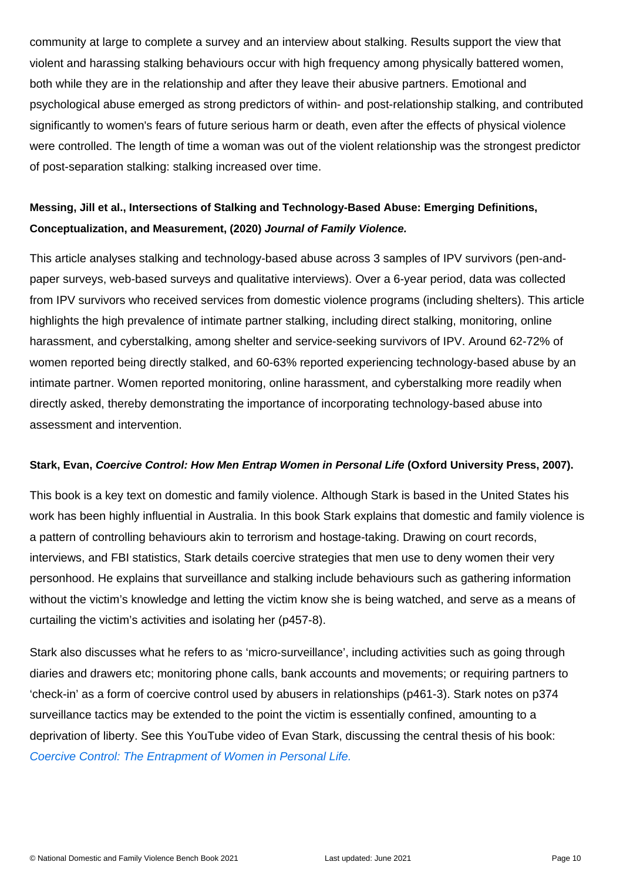community at large to complete a survey and an interview about stalking. Results support the view that violent and harassing stalking behaviours occur with high frequency among physically battered women, both while they are in the relationship and after they leave their abusive partners. Emotional and psychological abuse emerged as strong predictors of within- and post-relationship stalking, and contributed significantly to women's fears of future serious harm or death, even after the effects of physical violence were controlled. The length of time a woman was out of the violent relationship was the strongest predictor of post-separation stalking: stalking increased over time.

**Messing, Jill et al., Intersections of Stalking and Technology-Based Abuse: Emerging Definitions, Conceptualization, and Measurement, (2020) *Journal of Family Violence.***

This article analyses stalking and technology-based abuse across 3 samples of IPV survivors (pen-and-paper surveys, web-based surveys and qualitative interviews). Over a 6-year period, data was collected from IPV survivors who received services from domestic violence programs (including shelters). This article highlights the high prevalence of intimate partner stalking, including direct stalking, monitoring, online harassment, and cyberstalking, among shelter and service-seeking survivors of IPV. Around 62-72% of women reported being directly stalked, and 60-63% reported experiencing technology-based abuse by an intimate partner. Women reported monitoring, online harassment, and cyberstalking more readily when directly asked, thereby demonstrating the importance of incorporating technology-based abuse into assessment and intervention.

**Stark, Evan, *Coercive Control: How Men Entrap Women in Personal Life* (Oxford University Press, 2007).**

This book is a key text on domestic and family violence. Although Stark is based in the United States his work has been highly influential in Australia. In this book Stark explains that domestic and family violence is a pattern of controlling behaviours akin to terrorism and hostage-taking. Drawing on court records, interviews, and FBI statistics, Stark details coercive strategies that men use to deny women their very personhood. He explains that surveillance and stalking include behaviours such as gathering information without the victim's knowledge and letting the victim know she is being watched, and serve as a means of curtailing the victim's activities and isolating her (p457-8).

Stark also discusses what he refers to as 'micro-surveillance', including activities such as going through diaries and drawers etc; monitoring phone calls, bank accounts and movements; or requiring partners to 'check-in' as a form of coercive control used by abusers in relationships (p461-3). Stark notes on p374 surveillance tactics may be extended to the point the victim is essentially confined, amounting to a deprivation of liberty. See this YouTube video of Evan Stark, discussing the central thesis of his book: *Coercive Control: The Entrapment of Women in Personal Life.*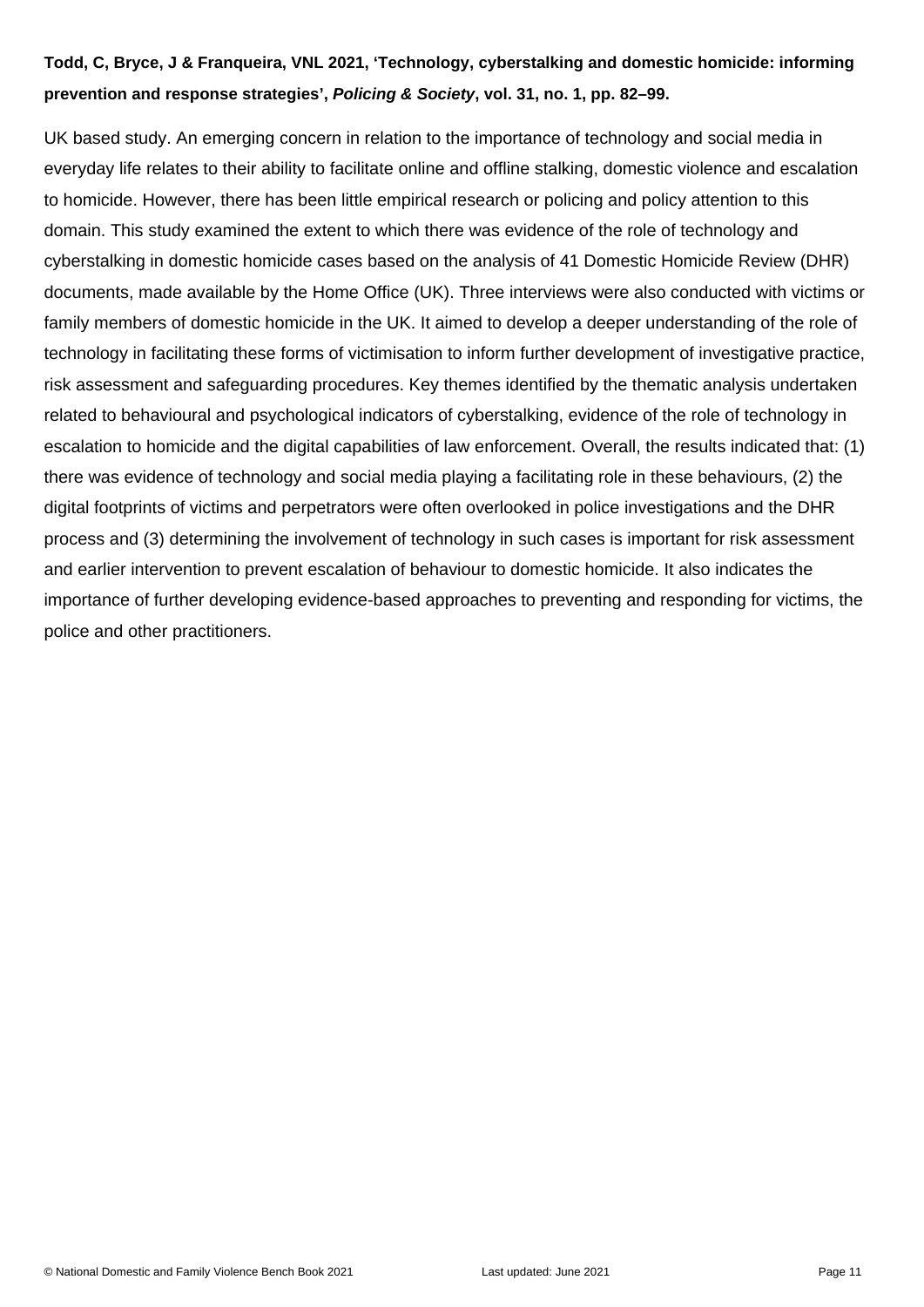**Todd, C, Bryce, J & Franqueira, VNL 2021, 'Technology, cyberstalking and domestic homicide: informing prevention and response strategies', *Policing & Society*, vol. 31, no. 1, pp. 82–99.**

UK based study. An emerging concern in relation to the importance of technology and social media in everyday life relates to their ability to facilitate online and offline stalking, domestic violence and escalation to homicide. However, there has been little empirical research or policing and policy attention to this domain. This study examined the extent to which there was evidence of the role of technology and cyberstalking in domestic homicide cases based on the analysis of 41 Domestic Homicide Review (DHR) documents, made available by the Home Office (UK). Three interviews were also conducted with victims or family members of domestic homicide in the UK. It aimed to develop a deeper understanding of the role of technology in facilitating these forms of victimisation to inform further development of investigative practice, risk assessment and safeguarding procedures. Key themes identified by the thematic analysis undertaken related to behavioural and psychological indicators of cyberstalking, evidence of the role of technology in escalation to homicide and the digital capabilities of law enforcement. Overall, the results indicated that: (1) there was evidence of technology and social media playing a facilitating role in these behaviours, (2) the digital footprints of victims and perpetrators were often overlooked in police investigations and the DHR process and (3) determining the involvement of technology in such cases is important for risk assessment and earlier intervention to prevent escalation of behaviour to domestic homicide. It also indicates the importance of further developing evidence-based approaches to preventing and responding for victims, the police and other practitioners.